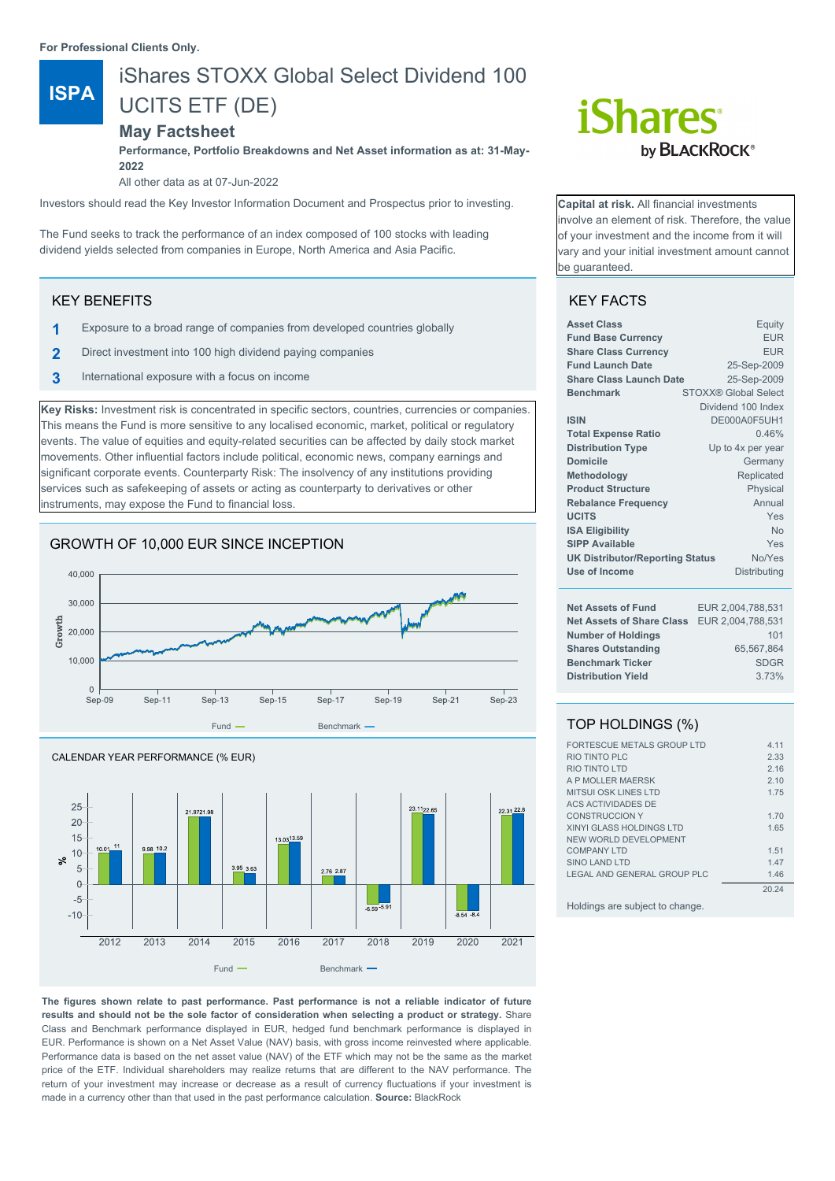For Professional Clients Only.

ISPA

# iShares STOXX Global Select Dividend 100 UCITS ETF (DE)

## May Factsheet

**Performance, Portfolio Breakdowns and Net Asset information as at: 31-May-2022**

All other data as at 07-Jun-2022

Investors should read the Key Investor Document and Prospectus prior to investing.

The Fund seeks to track the performance of an index composed of 100 stocks with leading dividend yields selected from companies in Europe, North America and Asia Pacific.

**Capital at risk.** All financial investments involve an element of risk. Therefore, the value of your investment and the income from it will vary and your initial investment amount cannot be guaranteed.

## KEY BENEFITS

1. Exposure to a broad range of companies from developed countries globally
2. Direct investment into 100 high dividend paying companies
3. International exposure with a focus on income

**Key Risks:** Investment risk is concentrated in specific sectors, countries, currencies or companies. This means the Fund is more sensitive to any localised economic, market, political or regulatory events. The value of equities and equity-related securities can be affected by daily stock market movements. Other influential factors include political, economic news, company earnings and significant corporate events. Counterparty Risk: The insolvency of any institutions providing services such as safekeeping of assets or acting as counterparty to derivatives or other instruments, may expose the Fund to financial loss.

## GROWTH OF 10,000 EUR SINCE INCEPTION

Fund — Benchmark —

## CALENDAR YEAR PERFORMANCE (% EUR)

| | 2012 | 2013 | 2014 | 2015 | 2016 | 2017 | 2018 | 2019 | 2020 | 2021 |
|---|---|---|---|---|---|---|---|---|---|---|
| Fund | 10.01 | 9.98 | 21.97 | 3.95 | 13.03 | 2.76 | -6.59 | 23.11 | -8.54 | 22.31 |
| Benchmark | 11 | 10.2 | 21.98 | 3.63 | 13.59 | 2.87 | -5.91 | 22.65 | -8.4 | 22.8 |

**The figures shown relate to past performance. Past performance is not a reliable indicator of future results and should not be the sole factor of consideration when selecting a product or strategy.** Share Class and Benchmark performance displayed in EUR, hedged fund benchmark performance is displayed in EUR. Performance is shown on a Net Asset Value (NAV) basis, with gross income reinvested where applicable. Performance data is based on the net asset value (NAV) of the ETF which may not be the same as the market price of the ETF. Individual shareholders may realize returns that are different to the NAV performance. The return of your investment may increase or decrease as a result of currency fluctuations if your investment is made in a currency other than that used in the past performance calculation. **Source:** BlackRock

## KEY FACTS

| | |
|---|---|
| **Asset Class** | Equity |
| **Fund Base Currency** | EUR |
| **Share Class Currency** | EUR |
| **Fund Launch Date** | 25-Sep-2009 |
| **Share Class Launch Date** | 25-Sep-2009 |
| **Benchmark** | STOXX® Global Select Dividend 100 Index |
| **ISIN** | DE000A0F5UH1 |
| **Total Expense Ratio** | 0.46% |
| **Distribution Type** | Up to 4x per year |
| **Domicile** | Germany |
| **Methodology** | Replicated |
| **Product Structure** | Physical |
| **Rebalance Frequency** | Annual |
| **UCITS** | Yes |
| **ISA Eligibility** | No |
| **SIPP Available** | Yes |
| **UK Distributor/Reporting Status** | No/Yes |
| **Use of Income** | Distributing |

| | |
|---|---|
| **Net Assets of Fund** | EUR 2,004,788,531 |
| **Net Assets of Share Class** | EUR 2,004,788,531 |
| **Number of Holdings** | 101 |
| **Shares Outstanding** | 65,567,864 |
| **Benchmark Ticker** | SDGR |
| **Distribution Yield** | 3.73% |

## TOP HOLDINGS (%)

| | |
|---|---|
| FORTESCUE METALS GROUP LTD | 4.11 |
| RIO TINTO PLC | 2.33 |
| RIO TINTO LTD | 2.16 |
| A P MOLLER MAERSK | 2.10 |
| MITSUI OSK LINES LTD | 1.75 |
| ACS ACTIVIDADES DE CONSTRUCCION Y | 1.70 |
| XINYI GLASS HOLDINGS LTD | 1.65 |
| NEW WORLD DEVELOPMENT COMPANY LTD | 1.51 |
| SINO LAND LTD | 1.47 |
| LEGAL AND GENERAL GROUP PLC | 1.46 |
| | 20.24 |

Holdings are subject to change.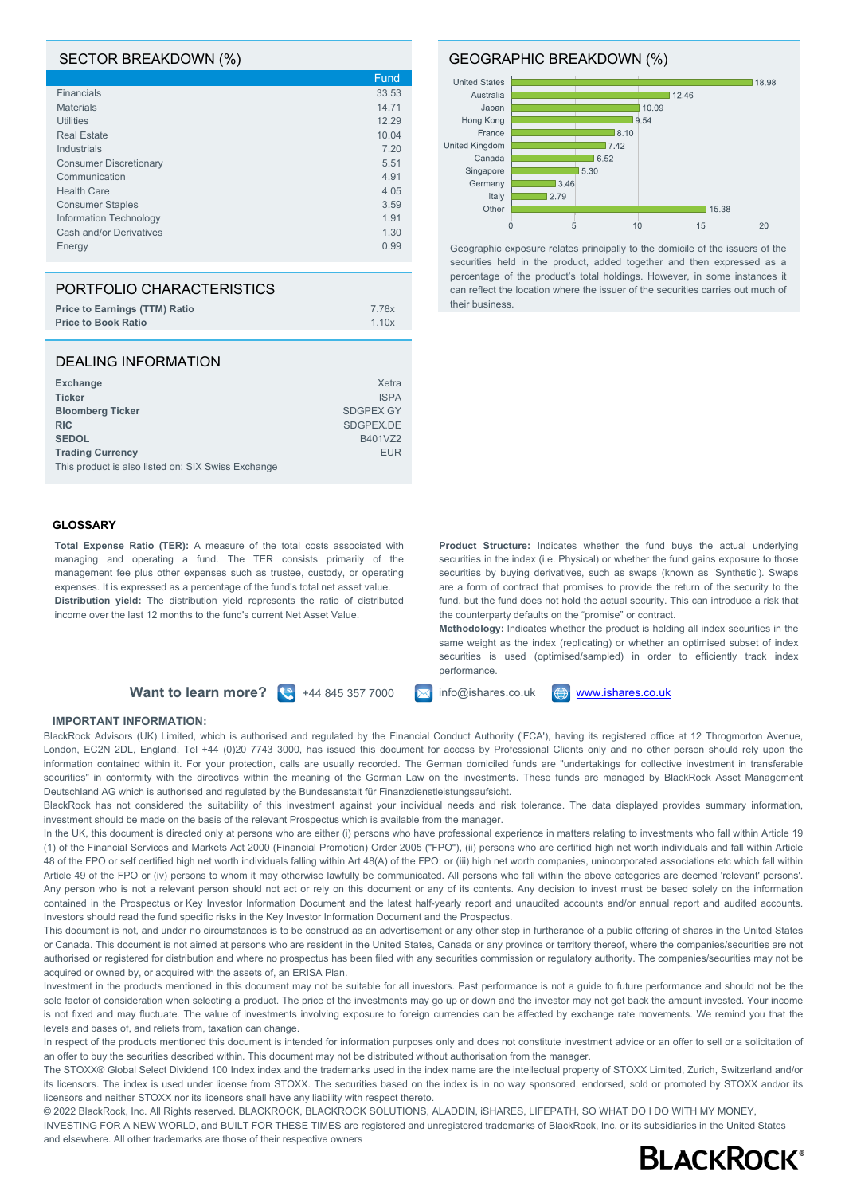## SECTOR BREAKDOWN (%)

| | Fund |
|---|---|
| Financials | 33.53 |
| Materials | 14.71 |
| Utilities | 12.29 |
| Real Estate | 10.04 |
| Industrials | 7.20 |
| Consumer Discretionary | 5.51 |
| Communication | 4.91 |
| Health Care | 4.05 |
| Consumer Staples | 3.59 |
| Information Technology | 1.91 |
| Cash and/or Derivatives | 1.30 |
| Energy | 0.99 |

## GEOGRAPHIC BREAKDOWN (%)

| Country | % |
|---|---|
| United States | 18.98 |
| Australia | 12.46 |
| Japan | 10.09 |
| Hong Kong | 9.54 |
| France | 8.10 |
| United Kingdom | 7.42 |
| Canada | 6.52 |
| Singapore | 5.30 |
| Germany | 3.46 |
| Italy | 2.79 |
| Other | 15.38 |

Geographic exposure relates principally to the domicile of the issuers of the securities held in the product, added together and then expressed as a percentage of the product's total holdings. However, in some instances it can reflect the location where the issuer of the securities carries out much of their business.

## PORTFOLIO CHARACTERISTICS

| | |
|---|---|
| **Price to Earnings (TTM) Ratio** | 7.78x |
| **Price to Book Ratio** | 1.10x |

## DEALING INFORMATION

| | |
|---|---|
| **Exchange** | Xetra |
| **Ticker** | ISPA |
| **Bloomberg Ticker** | SDGPEX GY |
| **RIC** | SDGPEX.DE |
| **SEDOL** | B401VZ2 |
| **Trading Currency** | EUR |

This product is also listed on: SIX Swiss Exchange

## GLOSSARY

**Total Expense Ratio (TER):** A measure of the total costs associated with managing and operating a fund. The TER consists primarily of the management fee plus other expenses such as trustee, custody, or operating expenses. It is expressed as a percentage of the fund's total net asset value.

**Distribution yield:** The distribution yield represents the ratio of distributed income over the last 12 months to the fund's current Net Asset Value.

**Product Structure:** Indicates whether the fund buys the actual underlying securities in the index (i.e. Physical) or whether the fund gains exposure to those securities by buying derivatives, such as swaps (known as 'Synthetic'). Swaps are a form of contract that promises to provide the return of the security to the fund, but the fund does not hold the actual security. This can introduce a risk that the counterparty defaults on the "promise" or contract.

**Methodology:** Indicates whether the product is holding all index securities in the same weight as the index (replicating) or whether an optimised subset of index securities is used (optimised/sampled) in order to efficiently track index performance.

**Want to learn more?** +44 845 357 7000 info@ishares.co.uk www.ishares.co.uk

**IMPORTANT INFORMATION:**

BlackRock Advisors (UK) Limited, which is authorised and regulated by the Financial Conduct Authority ('FCA'), having its registered office at 12 Throgmorton Avenue, London, EC2N 2DL, England, Tel +44 (0)20 7743 3000, has issued this document for access by Professional Clients only and no other person should rely upon the information contained within it. For your protection, calls are usually recorded. The German domiciled funds are "undertakings for collective investment in transferable securities" in conformity with the directives within the meaning of the German Law on the investments. These funds are managed by BlackRock Asset Management Deutschland AG which is authorised and regulated by the Bundesanstalt für Finanzdienstleistungsaufsicht.

BlackRock has not considered the suitability of this investment against your individual needs and risk tolerance. The data displayed provides summary information, investment should be made on the basis of the relevant Prospectus which is available from the manager.

In the UK, this document is directed only at persons who are either (i) persons who have professional experience in matters relating to investments who fall within Article 19 (1) of the Financial Services and Markets Act 2000 (Financial Promotion) Order 2005 ("FPO"), (ii) persons who are certified high net worth individuals and fall within Article 48 of the FPO or self certified high net worth individuals falling within Art 48(A) of the FPO; or (iii) high net worth companies, unincorporated associations etc which fall within Article 49 of the FPO or (iv) persons to whom it may otherwise lawfully be communicated. All persons who fall within the above categories are deemed 'relevant' persons'. Any person who is not a relevant person should not act or rely on this document or any of its contents. Any decision to invest must be based solely on the information contained in the Prospectus or Key Investor Information Document and the latest half-yearly report and unaudited accounts and/or annual report and audited accounts. Investors should read the fund specific risks in the Key Investor Information Document and the Prospectus.

This document is not, and under no circumstances is to be construed as an advertisement or any other step in furtherance of a public offering of shares in the United States or Canada. This document is not aimed at persons who are resident in the United States, Canada or any province or territory thereof, where the companies/securities are not authorised or registered for distribution and where no prospectus has been filed with any securities commission or regulatory authority. The companies/securities may not be acquired or owned by, or acquired with the assets of, an ERISA Plan.

Investment in the products mentioned in this document may not be suitable for all investors. Past performance is not a guide to future performance and should not be the sole factor of consideration when selecting a product. The price of the investments may go up or down and the investor may not get back the amount invested. Your income is not fixed and may fluctuate. The value of investments involving exposure to foreign currencies can be affected by exchange rate movements. We remind you that the levels and bases of, and reliefs from, taxation can change.

In respect of the products mentioned this document is intended for information purposes only and does not constitute investment advice or an offer to sell or a solicitation of an offer to buy the securities described within. This document may not be distributed without authorisation from the manager.

The STOXX® Global Select Dividend 100 Index index and the trademarks used in the index name are the intellectual property of STOXX Limited, Zurich, Switzerland and/or its licensors. The index is used under license from STOXX. The securities based on the index is in no way sponsored, endorsed, sold or promoted by STOXX and/or its licensors and neither STOXX nor its licensors shall have any liability with respect thereto.

© 2022 BlackRock, Inc. All Rights reserved. BLACKROCK, BLACKROCK SOLUTIONS, ALADDIN, iSHARES, LIFEPATH, SO WHAT DO I DO WITH MY MONEY, INVESTING FOR A NEW WORLD, and BUILT FOR THESE TIMES are registered and unregistered trademarks of BlackRock, Inc. or its subsidiaries in the United States and elsewhere. All other trademarks are those of their respective owners

BLACKROCK®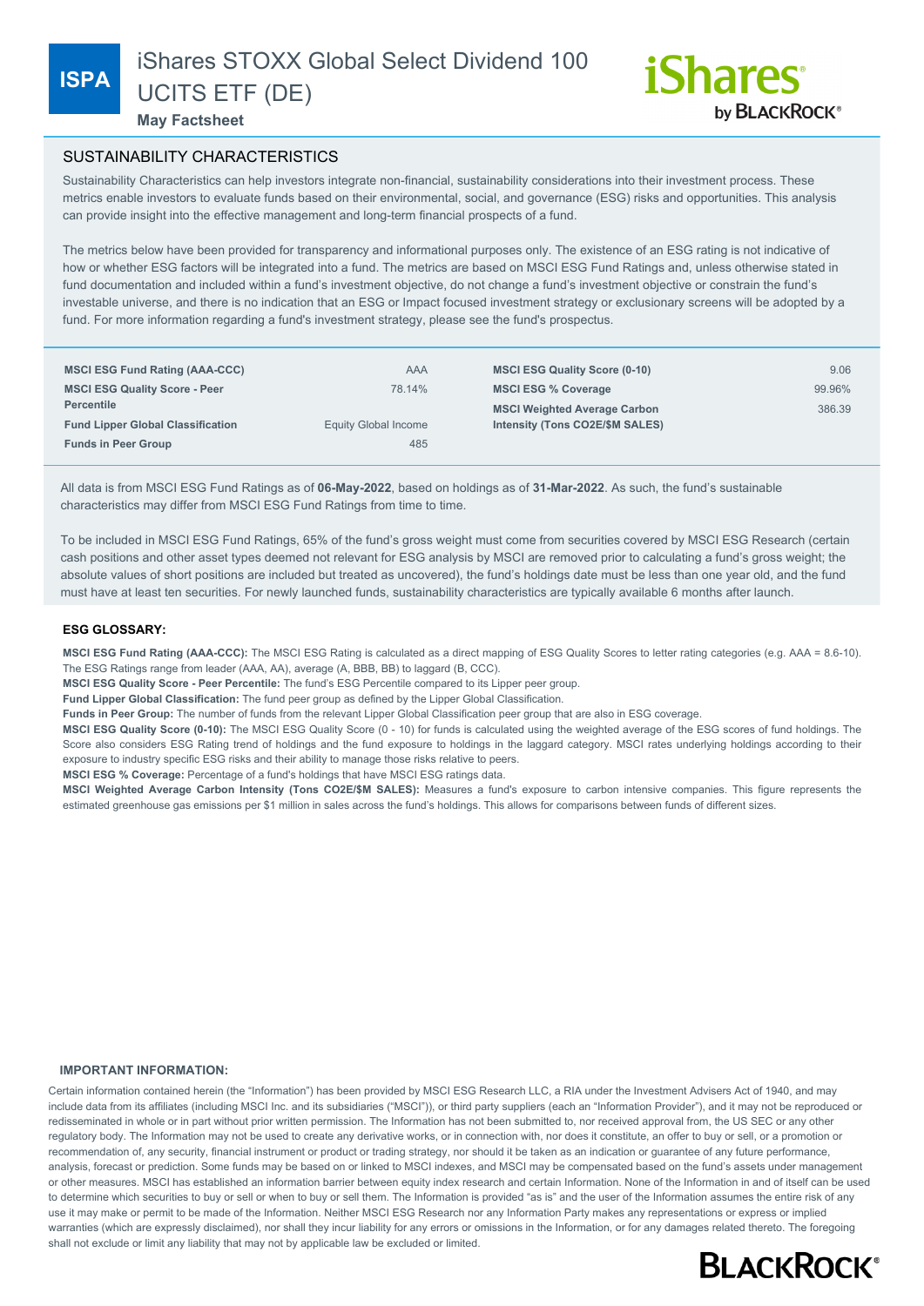# iShares STOXX Global Select Dividend 100 UCITS ETF (DE)

**May Factsheet**

## SUSTAINABILITY CHARACTERISTICS

Sustainability Characteristics can help investors integrate non-financial, sustainability considerations into their investment process. These metrics enable investors to evaluate funds based on their environmental, social, and governance (ESG) risks and opportunities. This analysis can provide insight into the effective management and long-term financial prospects of a fund.

The metrics below have been provided for transparency and informational purposes only. The existence of an ESG rating is not indicative of how or whether ESG factors will be integrated into a fund. The metrics are based on MSCI ESG Fund Ratings and, unless otherwise stated in fund documentation and included within a fund's investment objective, do not change a fund's investment objective or constrain the fund's investable universe, and there is no indication that an ESG or Impact focused investment strategy or exclusionary screens will be adopted by a fund. For more information regarding a fund's investment strategy, please see the fund's prospectus.

| | | | |
|---|---|---|---|
| **MSCI ESG Fund Rating (AAA-CCC)** | AAA | **MSCI ESG Quality Score (0-10)** | 9.06 |
| **MSCI ESG Quality Score - Peer Percentile** | 78.14% | **MSCI ESG % Coverage** | 99.96% |
| **Fund Lipper Global Classification** | Equity Global Income | **MSCI Weighted Average Carbon Intensity (Tons CO2E/$M SALES)** | 386.39 |
| **Funds in Peer Group** | 485 | | |

All data is from MSCI ESG Fund Ratings as of **06-May-2022**, based on holdings as of **31-Mar-2022**. As such, the fund's sustainable characteristics may differ from MSCI ESG Fund Ratings from time to time.

To be included in MSCI ESG Fund Ratings, 65% of the fund's gross weight must come from securities covered by MSCI ESG Research (certain cash positions and other asset types deemed not relevant for ESG analysis by MSCI are removed prior to calculating a fund's gross weight; the absolute values of short positions are included but treated as uncovered), the fund's holdings date must be less than one year old, and the fund must have at least ten securities. For newly launched funds, sustainability characteristics are typically available 6 months after launch.

### ESG GLOSSARY:

**MSCI ESG Fund Rating (AAA-CCC):** The MSCI ESG Rating is calculated as a direct mapping of ESG Quality Scores to letter rating categories (e.g. AAA = 8.6-10). The ESG Ratings range from leader (AAA, AA), average (A, BBB, BB) to laggard (B, CCC).

**MSCI ESG Quality Score - Peer Percentile:** The fund's ESG Percentile compared to its Lipper peer group.

**Fund Lipper Global Classification:** The fund peer group as defined by the Lipper Global Classification.

**Funds in Peer Group:** The number of funds from the relevant Lipper Global Classification peer group that are also in ESG coverage.

**MSCI ESG Quality Score (0-10):** The MSCI ESG Quality Score (0 - 10) for funds is calculated using the weighted average of the ESG scores of fund holdings. The Score also considers ESG Rating trend of holdings and the fund exposure to holdings in the laggard category. MSCI rates underlying holdings according to their exposure to industry specific ESG risks and their ability to manage those risks relative to peers.

**MSCI ESG % Coverage:** Percentage of a fund's holdings that have MSCI ESG ratings data.

**MSCI Weighted Average Carbon Intensity (Tons CO2E/$M SALES):** Measures a fund's exposure to carbon intensive companies. This figure represents the estimated greenhouse gas emissions per $1 million in sales across the fund's holdings. This allows for comparisons between funds of different sizes.

### IMPORTANT INFORMATION:

Certain information contained herein (the "Information") has been provided by MSCI ESG Research LLC, a RIA under the Investment Advisers Act of 1940, and may include data from its affiliates (including MSCI Inc. and its subsidiaries ("MSCI")), or third party suppliers (each an "Information Provider"), and it may not be reproduced or redisseminated in whole or in part without prior written permission. The Information has not been submitted to, nor received approval from, the US SEC or any other regulatory body. The Information may not be used to create any derivative works, or in connection with, nor does it constitute, an offer to buy or sell, or a promotion or recommendation of, any security, financial instrument or product or trading strategy, nor should it be taken as an indication or guarantee of any future performance, analysis, forecast or prediction. Some funds may be based on or linked to MSCI indexes, and MSCI may be compensated based on the fund's assets under management or other measures. MSCI has established an information barrier between equity index research and certain Information. None of the Information in and of itself can be used to determine which securities to buy or sell or when to buy or sell them. The Information is provided "as is" and the user of the Information assumes the entire risk of any use it may make or permit to be made of the Information. Neither MSCI ESG Research nor any Information Party makes any representations or express or implied warranties (which are expressly disclaimed), nor shall they incur liability for any errors or omissions in the Information, or for any damages related thereto. The foregoing shall not exclude or limit any liability that may not by applicable law be excluded or limited.